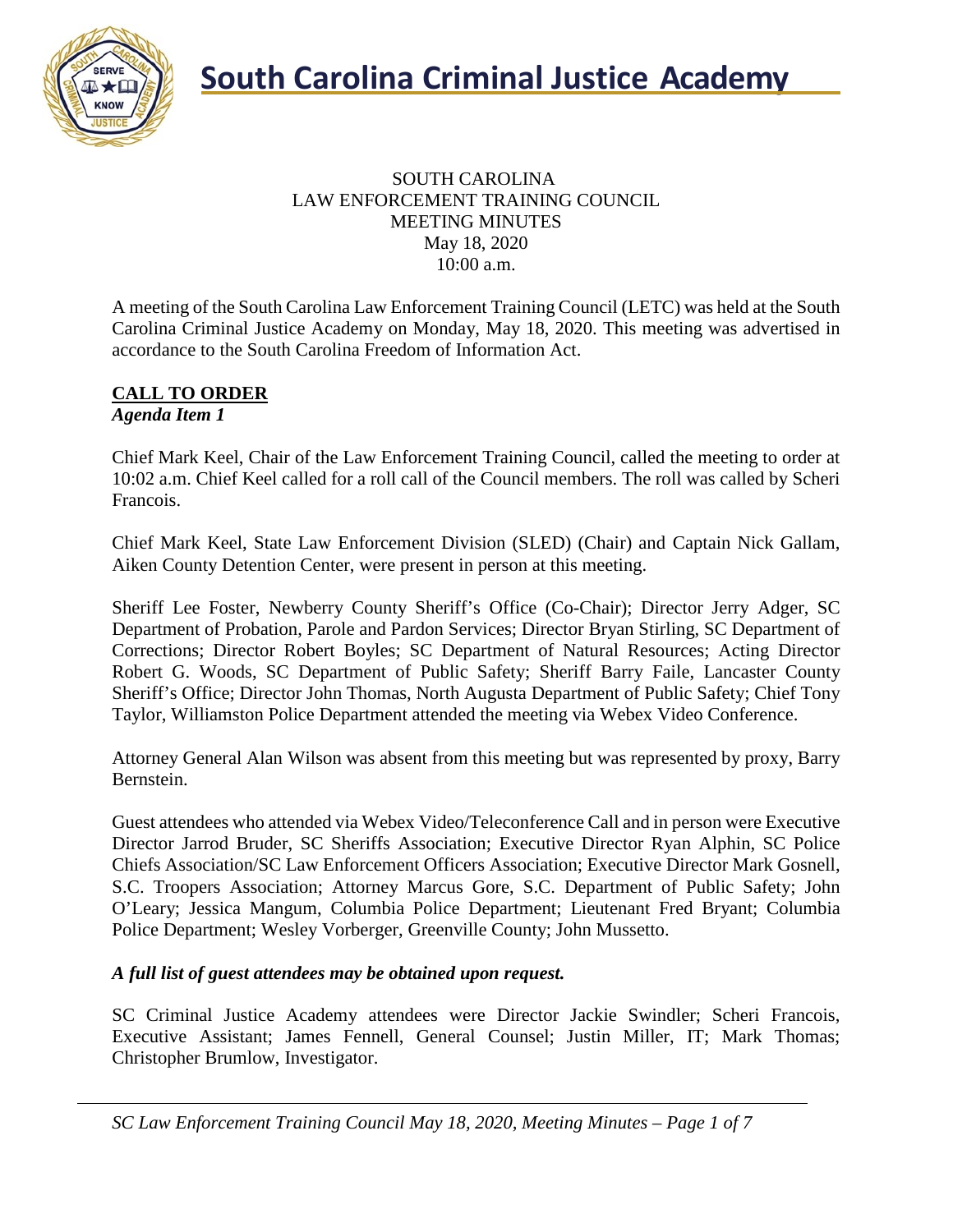# South Carolina Criminal Justice Academy

SOUTH CAROLINA
LAW ENFORCEMENT TRAINING COUNCIL
MEETING MINUTES
May 18, 2020
10:00 a.m.

A meeting of the South Carolina Law Enforcement Training Council (LETC) was held at the South Carolina Criminal Justice Academy on Monday, May 18, 2020. This meeting was advertised in accordance to the South Carolina Freedom of Information Act.

## CALL TO ORDER

***Agenda Item 1***

Chief Mark Keel, Chair of the Law Enforcement Training Council, called the meeting to order at 10:02 a.m. Chief Keel called for a roll call of the Council members. The roll was called by Scheri Francois.

Chief Mark Keel, State Law Enforcement Division (SLED) (Chair) and Captain Nick Gallam, Aiken County Detention Center, were present in person at this meeting.

Sheriff Lee Foster, Newberry County Sheriff's Office (Co-Chair); Director Jerry Adger, SC Department of Probation, Parole and Pardon Services; Director Bryan Stirling, SC Department of Corrections; Director Robert Boyles; SC Department of Natural Resources; Acting Director Robert G. Woods, SC Department of Public Safety; Sheriff Barry Faile, Lancaster County Sheriff's Office; Director John Thomas, North Augusta Department of Public Safety; Chief Tony Taylor, Williamston Police Department attended the meeting via Webex Video Conference.

Attorney General Alan Wilson was absent from this meeting but was represented by proxy, Barry Bernstein.

Guest attendees who attended via Webex Video/Teleconference Call and in person were Executive Director Jarrod Bruder, SC Sheriffs Association; Executive Director Ryan Alphin, SC Police Chiefs Association/SC Law Enforcement Officers Association; Executive Director Mark Gosnell, S.C. Troopers Association; Attorney Marcus Gore, S.C. Department of Public Safety; John O'Leary; Jessica Mangum, Columbia Police Department; Lieutenant Fred Bryant; Columbia Police Department; Wesley Vorberger, Greenville County; John Mussetto.

***A full list of guest attendees may be obtained upon request.***

SC Criminal Justice Academy attendees were Director Jackie Swindler; Scheri Francois, Executive Assistant; James Fennell, General Counsel; Justin Miller, IT; Mark Thomas; Christopher Brumlow, Investigator.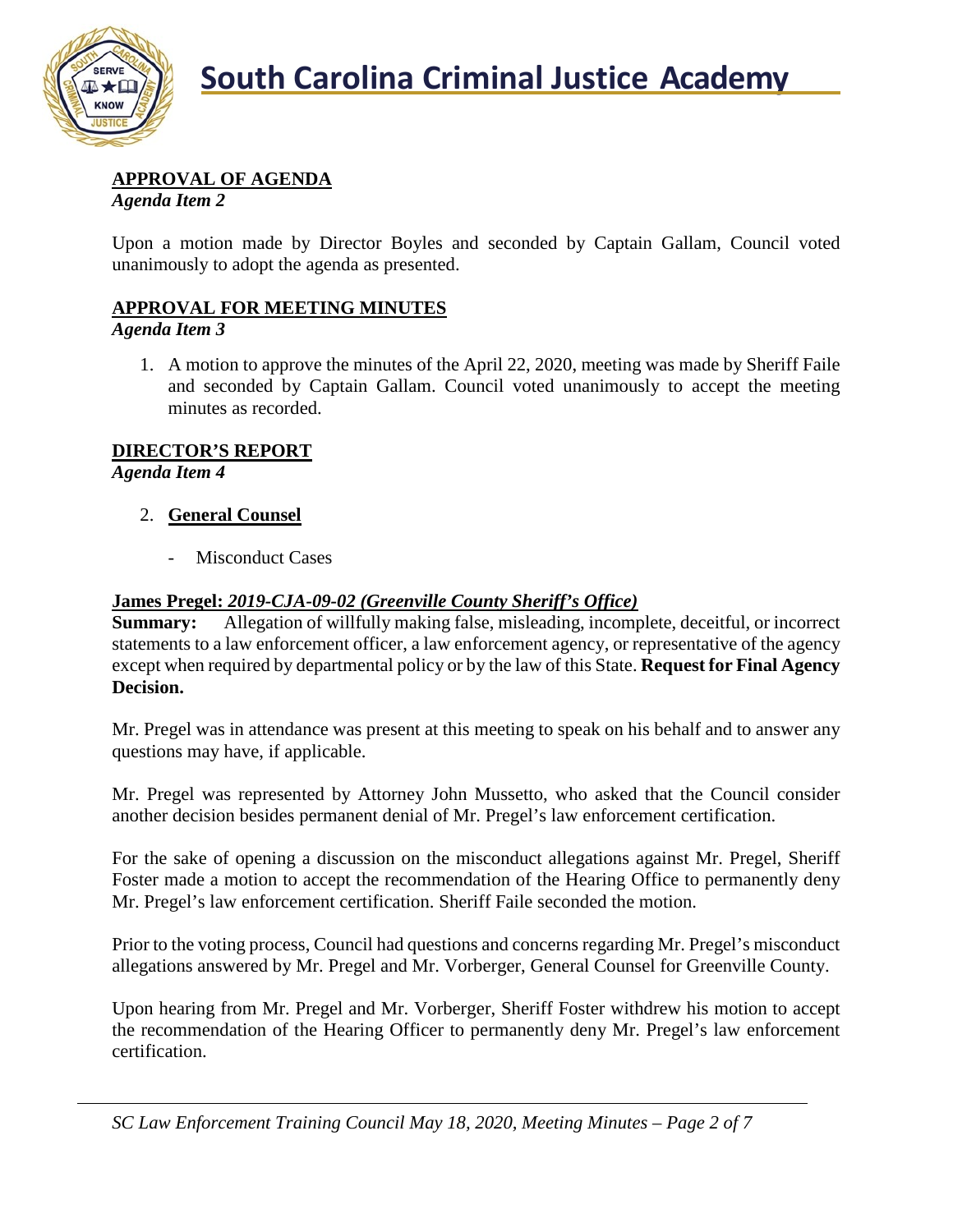## APPROVAL OF AGENDA

*Agenda Item 2*

Upon a motion made by Director Boyles and seconded by Captain Gallam, Council voted unanimously to adopt the agenda as presented.

## APPROVAL FOR MEETING MINUTES

*Agenda Item 3*

1. A motion to approve the minutes of the April 22, 2020, meeting was made by Sheriff Faile and seconded by Captain Gallam. Council voted unanimously to accept the meeting minutes as recorded.

## DIRECTOR'S REPORT

*Agenda Item 4*

2. **General Counsel**

   - Misconduct Cases

**James Pregel:** ***2019-CJA-09-02 (Greenville County Sheriff's Office)***

**Summary:** Allegation of willfully making false, misleading, incomplete, deceitful, or incorrect statements to a law enforcement officer, a law enforcement agency, or representative of the agency except when required by departmental policy or by the law of this State. **Request for Final Agency Decision.**

Mr. Pregel was in attendance was present at this meeting to speak on his behalf and to answer any questions may have, if applicable.

Mr. Pregel was represented by Attorney John Mussetto, who asked that the Council consider another decision besides permanent denial of Mr. Pregel's law enforcement certification.

For the sake of opening a discussion on the misconduct allegations against Mr. Pregel, Sheriff Foster made a motion to accept the recommendation of the Hearing Office to permanently deny Mr. Pregel's law enforcement certification. Sheriff Faile seconded the motion.

Prior to the voting process, Council had questions and concerns regarding Mr. Pregel's misconduct allegations answered by Mr. Pregel and Mr. Vorberger, General Counsel for Greenville County.

Upon hearing from Mr. Pregel and Mr. Vorberger, Sheriff Foster withdrew his motion to accept the recommendation of the Hearing Officer to permanently deny Mr. Pregel's law enforcement certification.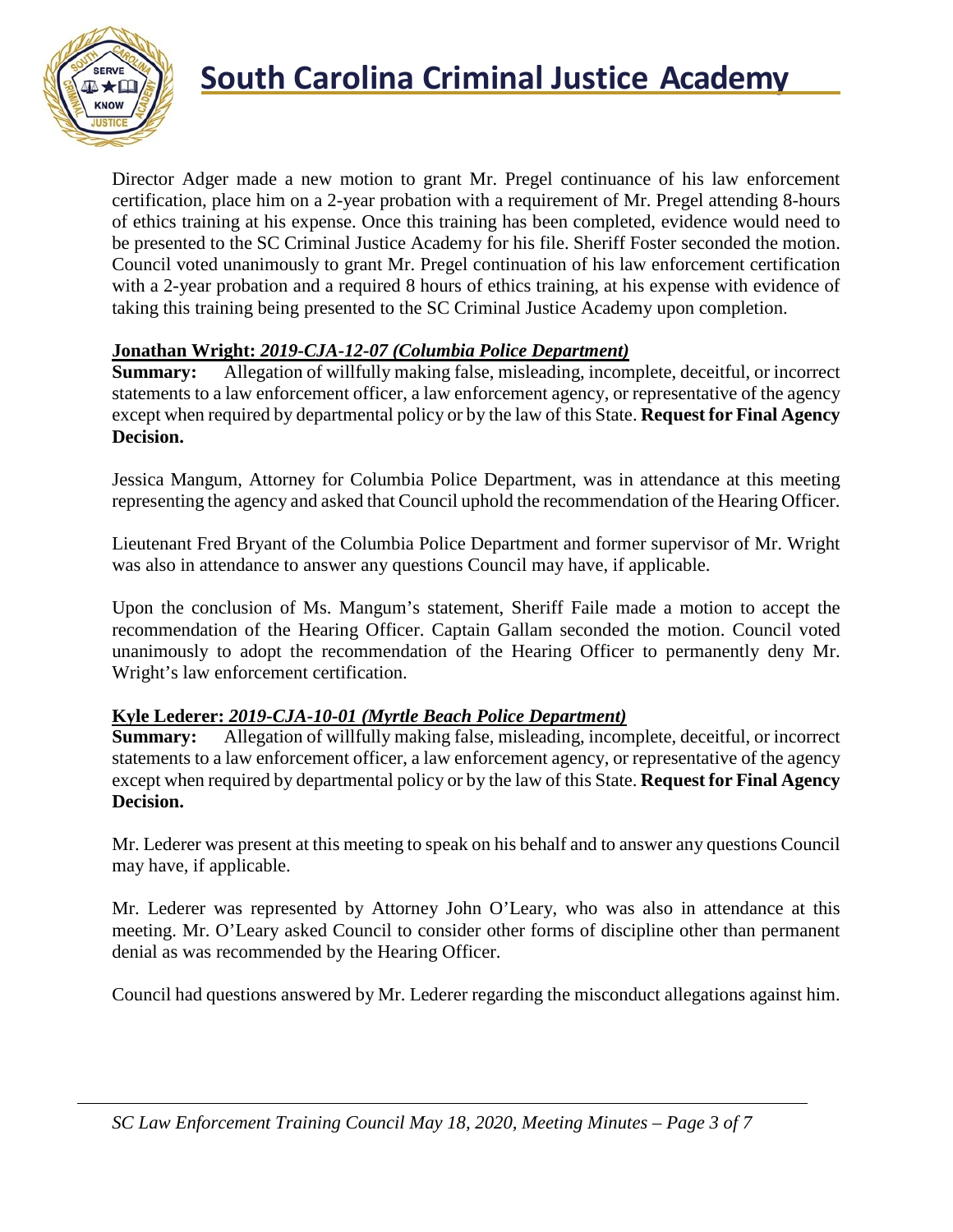Director Adger made a new motion to grant Mr. Pregel continuance of his law enforcement certification, place him on a 2-year probation with a requirement of Mr. Pregel attending 8-hours of ethics training at his expense. Once this training has been completed, evidence would need to be presented to the SC Criminal Justice Academy for his file. Sheriff Foster seconded the motion. Council voted unanimously to grant Mr. Pregel continuation of his law enforcement certification with a 2-year probation and a required 8 hours of ethics training, at his expense with evidence of taking this training being presented to the SC Criminal Justice Academy upon completion.

**Jonathan Wright:** ***2019-CJA-12-07 (Columbia Police Department)***

**Summary:** Allegation of willfully making false, misleading, incomplete, deceitful, or incorrect statements to a law enforcement officer, a law enforcement agency, or representative of the agency except when required by departmental policy or by the law of this State. **Request for Final Agency Decision.**

Jessica Mangum, Attorney for Columbia Police Department, was in attendance at this meeting representing the agency and asked that Council uphold the recommendation of the Hearing Officer.

Lieutenant Fred Bryant of the Columbia Police Department and former supervisor of Mr. Wright was also in attendance to answer any questions Council may have, if applicable.

Upon the conclusion of Ms. Mangum's statement, Sheriff Faile made a motion to accept the recommendation of the Hearing Officer. Captain Gallam seconded the motion. Council voted unanimously to adopt the recommendation of the Hearing Officer to permanently deny Mr. Wright's law enforcement certification.

**Kyle Lederer:** ***2019-CJA-10-01 (Myrtle Beach Police Department)***

**Summary:** Allegation of willfully making false, misleading, incomplete, deceitful, or incorrect statements to a law enforcement officer, a law enforcement agency, or representative of the agency except when required by departmental policy or by the law of this State. **Request for Final Agency Decision.**

Mr. Lederer was present at this meeting to speak on his behalf and to answer any questions Council may have, if applicable.

Mr. Lederer was represented by Attorney John O'Leary, who was also in attendance at this meeting. Mr. O'Leary asked Council to consider other forms of discipline other than permanent denial as was recommended by the Hearing Officer.

Council had questions answered by Mr. Lederer regarding the misconduct allegations against him.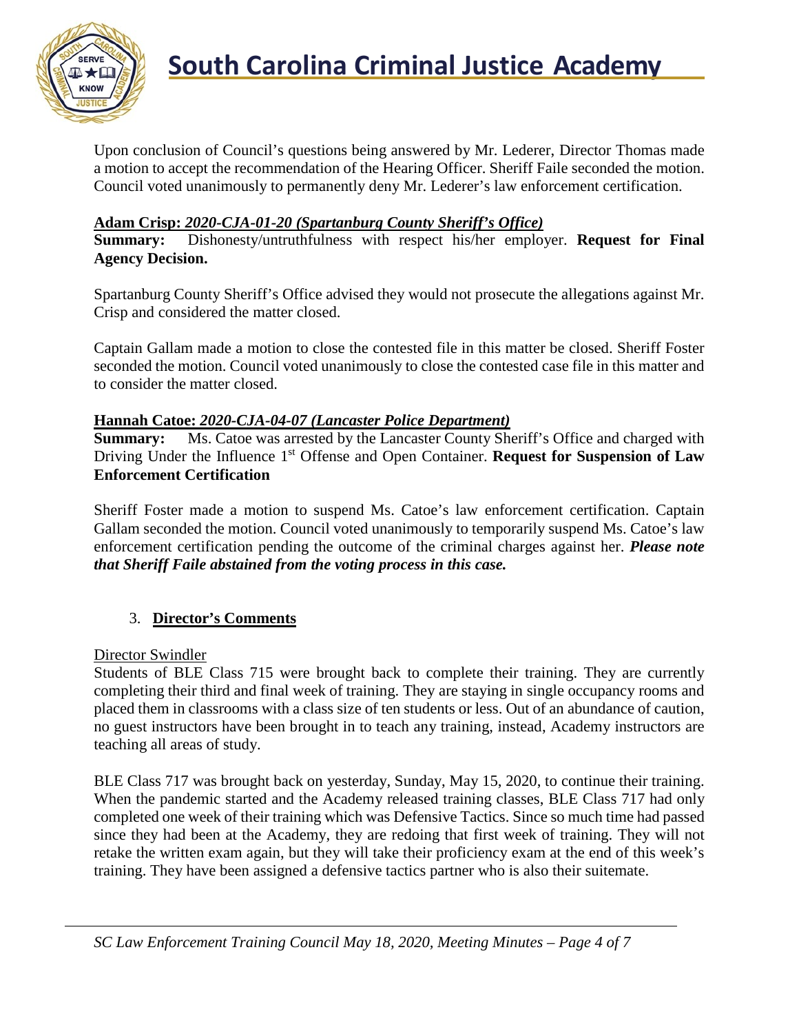Upon conclusion of Council's questions being answered by Mr. Lederer, Director Thomas made a motion to accept the recommendation of the Hearing Officer. Sheriff Faile seconded the motion. Council voted unanimously to permanently deny Mr. Lederer's law enforcement certification.

**Adam Crisp:** ***2020-CJA-01-20 (Spartanburg County Sheriff's Office)***
**Summary:** Dishonesty/untruthfulness with respect his/her employer. **Request for Final Agency Decision.**

Spartanburg County Sheriff's Office advised they would not prosecute the allegations against Mr. Crisp and considered the matter closed.

Captain Gallam made a motion to close the contested file in this matter be closed. Sheriff Foster seconded the motion. Council voted unanimously to close the contested case file in this matter and to consider the matter closed.

**Hannah Catoe:** ***2020-CJA-04-07 (Lancaster Police Department)***
**Summary:** Ms. Catoe was arrested by the Lancaster County Sheriff's Office and charged with Driving Under the Influence 1st Offense and Open Container. **Request for Suspension of Law Enforcement Certification**

Sheriff Foster made a motion to suspend Ms. Catoe's law enforcement certification. Captain Gallam seconded the motion. Council voted unanimously to temporarily suspend Ms. Catoe's law enforcement certification pending the outcome of the criminal charges against her. ***Please note that Sheriff Faile abstained from the voting process in this case.***

3. **Director's Comments**

Director Swindler
Students of BLE Class 715 were brought back to complete their training. They are currently completing their third and final week of training. They are staying in single occupancy rooms and placed them in classrooms with a class size of ten students or less. Out of an abundance of caution, no guest instructors have been brought in to teach any training, instead, Academy instructors are teaching all areas of study.

BLE Class 717 was brought back on yesterday, Sunday, May 15, 2020, to continue their training. When the pandemic started and the Academy released training classes, BLE Class 717 had only completed one week of their training which was Defensive Tactics. Since so much time had passed since they had been at the Academy, they are redoing that first week of training. They will not retake the written exam again, but they will take their proficiency exam at the end of this week's training. They have been assigned a defensive tactics partner who is also their suitemate.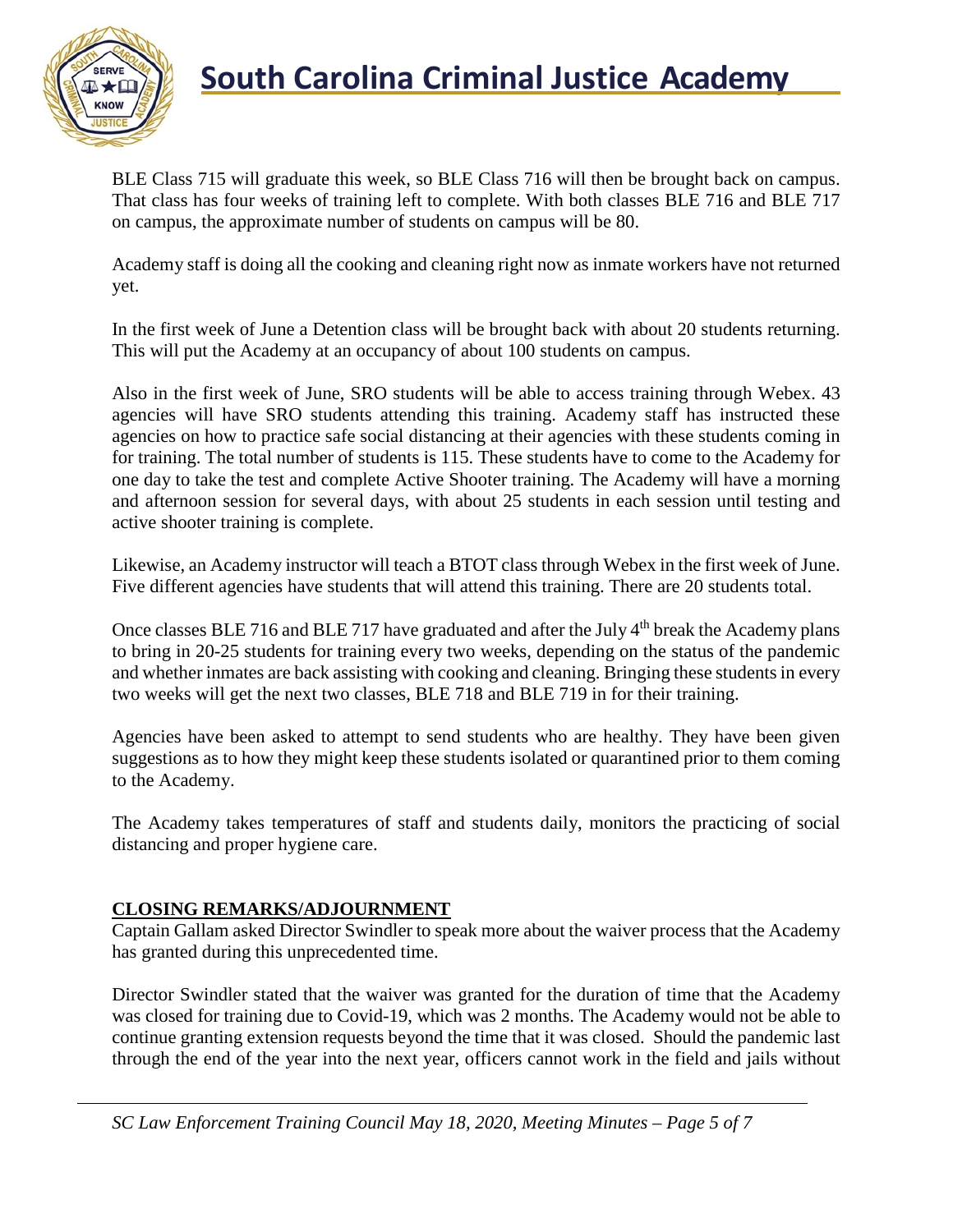BLE Class 715 will graduate this week, so BLE Class 716 will then be brought back on campus. That class has four weeks of training left to complete. With both classes BLE 716 and BLE 717 on campus, the approximate number of students on campus will be 80.

Academy staff is doing all the cooking and cleaning right now as inmate workers have not returned yet.

In the first week of June a Detention class will be brought back with about 20 students returning. This will put the Academy at an occupancy of about 100 students on campus.

Also in the first week of June, SRO students will be able to access training through Webex. 43 agencies will have SRO students attending this training. Academy staff has instructed these agencies on how to practice safe social distancing at their agencies with these students coming in for training. The total number of students is 115. These students have to come to the Academy for one day to take the test and complete Active Shooter training. The Academy will have a morning and afternoon session for several days, with about 25 students in each session until testing and active shooter training is complete.

Likewise, an Academy instructor will teach a BTOT class through Webex in the first week of June. Five different agencies have students that will attend this training. There are 20 students total.

Once classes BLE 716 and BLE 717 have graduated and after the July 4th break the Academy plans to bring in 20-25 students for training every two weeks, depending on the status of the pandemic and whether inmates are back assisting with cooking and cleaning. Bringing these students in every two weeks will get the next two classes, BLE 718 and BLE 719 in for their training.

Agencies have been asked to attempt to send students who are healthy. They have been given suggestions as to how they might keep these students isolated or quarantined prior to them coming to the Academy.

The Academy takes temperatures of staff and students daily, monitors the practicing of social distancing and proper hygiene care.

## CLOSING REMARKS/ADJOURNMENT

Captain Gallam asked Director Swindler to speak more about the waiver process that the Academy has granted during this unprecedented time.

Director Swindler stated that the waiver was granted for the duration of time that the Academy was closed for training due to Covid-19, which was 2 months. The Academy would not be able to continue granting extension requests beyond the time that it was closed. Should the pandemic last through the end of the year into the next year, officers cannot work in the field and jails without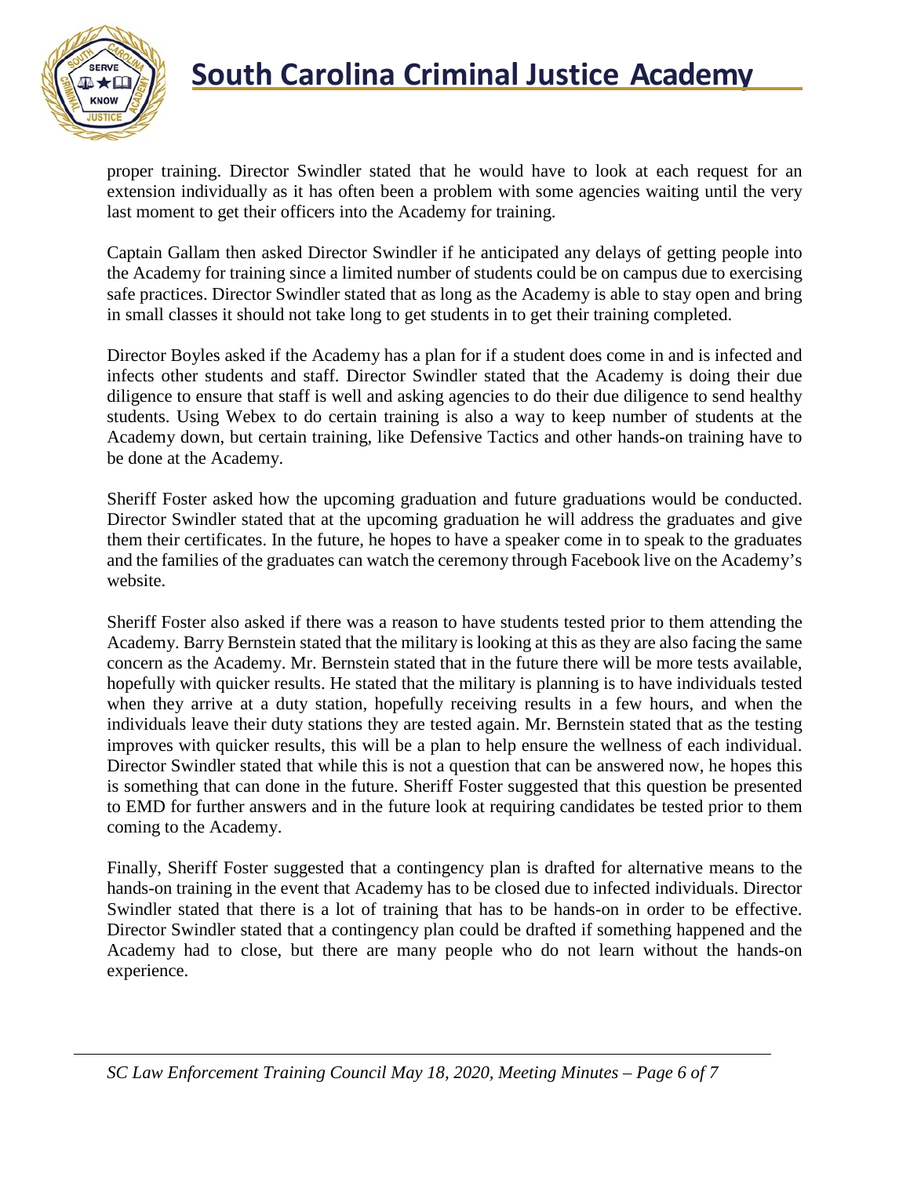proper training. Director Swindler stated that he would have to look at each request for an extension individually as it has often been a problem with some agencies waiting until the very last moment to get their officers into the Academy for training.

Captain Gallam then asked Director Swindler if he anticipated any delays of getting people into the Academy for training since a limited number of students could be on campus due to exercising safe practices. Director Swindler stated that as long as the Academy is able to stay open and bring in small classes it should not take long to get students in to get their training completed.

Director Boyles asked if the Academy has a plan for if a student does come in and is infected and infects other students and staff. Director Swindler stated that the Academy is doing their due diligence to ensure that staff is well and asking agencies to do their due diligence to send healthy students. Using Webex to do certain training is also a way to keep number of students at the Academy down, but certain training, like Defensive Tactics and other hands-on training have to be done at the Academy.

Sheriff Foster asked how the upcoming graduation and future graduations would be conducted. Director Swindler stated that at the upcoming graduation he will address the graduates and give them their certificates. In the future, he hopes to have a speaker come in to speak to the graduates and the families of the graduates can watch the ceremony through Facebook live on the Academy's website.

Sheriff Foster also asked if there was a reason to have students tested prior to them attending the Academy. Barry Bernstein stated that the military is looking at this as they are also facing the same concern as the Academy. Mr. Bernstein stated that in the future there will be more tests available, hopefully with quicker results. He stated that the military is planning is to have individuals tested when they arrive at a duty station, hopefully receiving results in a few hours, and when the individuals leave their duty stations they are tested again. Mr. Bernstein stated that as the testing improves with quicker results, this will be a plan to help ensure the wellness of each individual. Director Swindler stated that while this is not a question that can be answered now, he hopes this is something that can done in the future. Sheriff Foster suggested that this question be presented to EMD for further answers and in the future look at requiring candidates be tested prior to them coming to the Academy.

Finally, Sheriff Foster suggested that a contingency plan is drafted for alternative means to the hands-on training in the event that Academy has to be closed due to infected individuals. Director Swindler stated that there is a lot of training that has to be hands-on in order to be effective. Director Swindler stated that a contingency plan could be drafted if something happened and the Academy had to close, but there are many people who do not learn without the hands-on experience.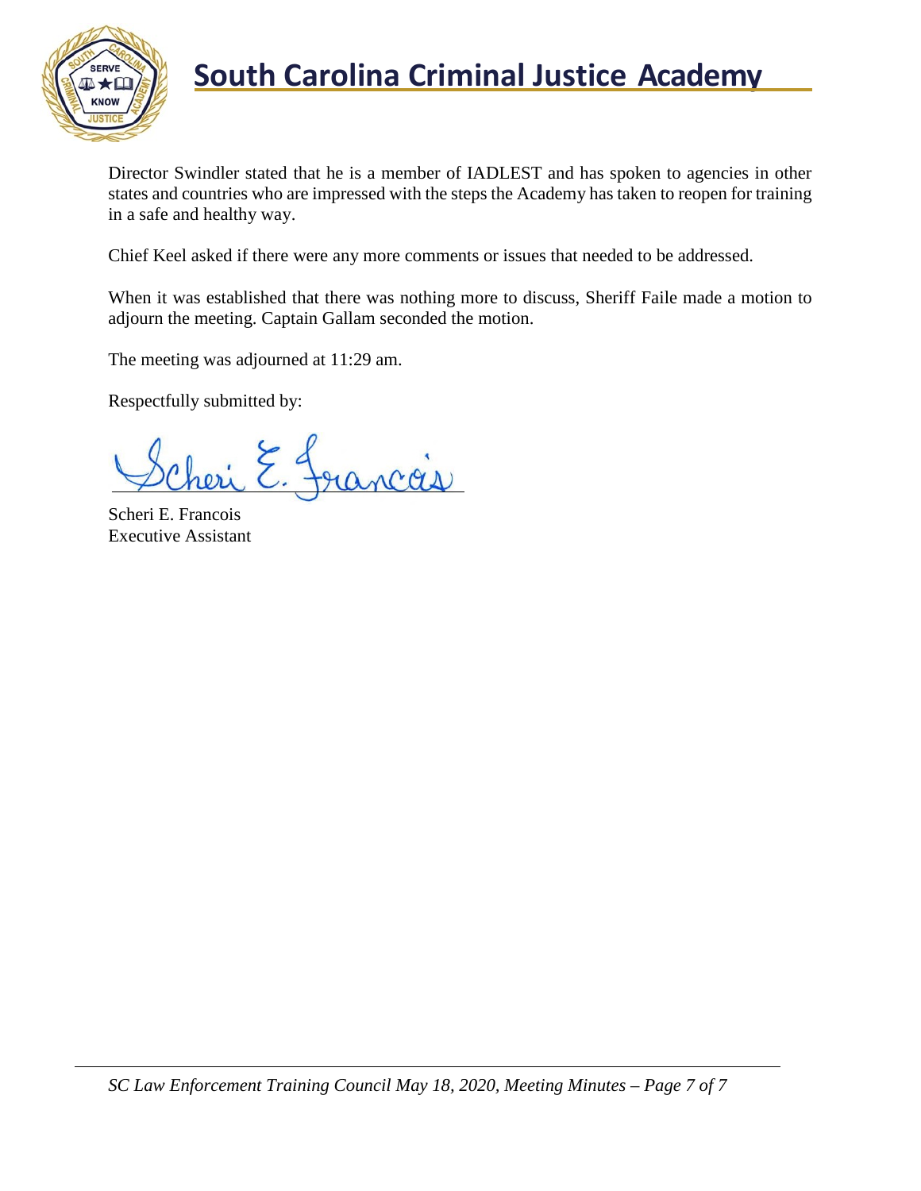Director Swindler stated that he is a member of IADLEST and has spoken to agencies in other states and countries who are impressed with the steps the Academy has taken to reopen for training in a safe and healthy way.

Chief Keel asked if there were any more comments or issues that needed to be addressed.

When it was established that there was nothing more to discuss, Sheriff Faile made a motion to adjourn the meeting. Captain Gallam seconded the motion.

The meeting was adjourned at 11:29 am.

Respectfully submitted by:

Scheri E. Francois
Executive Assistant